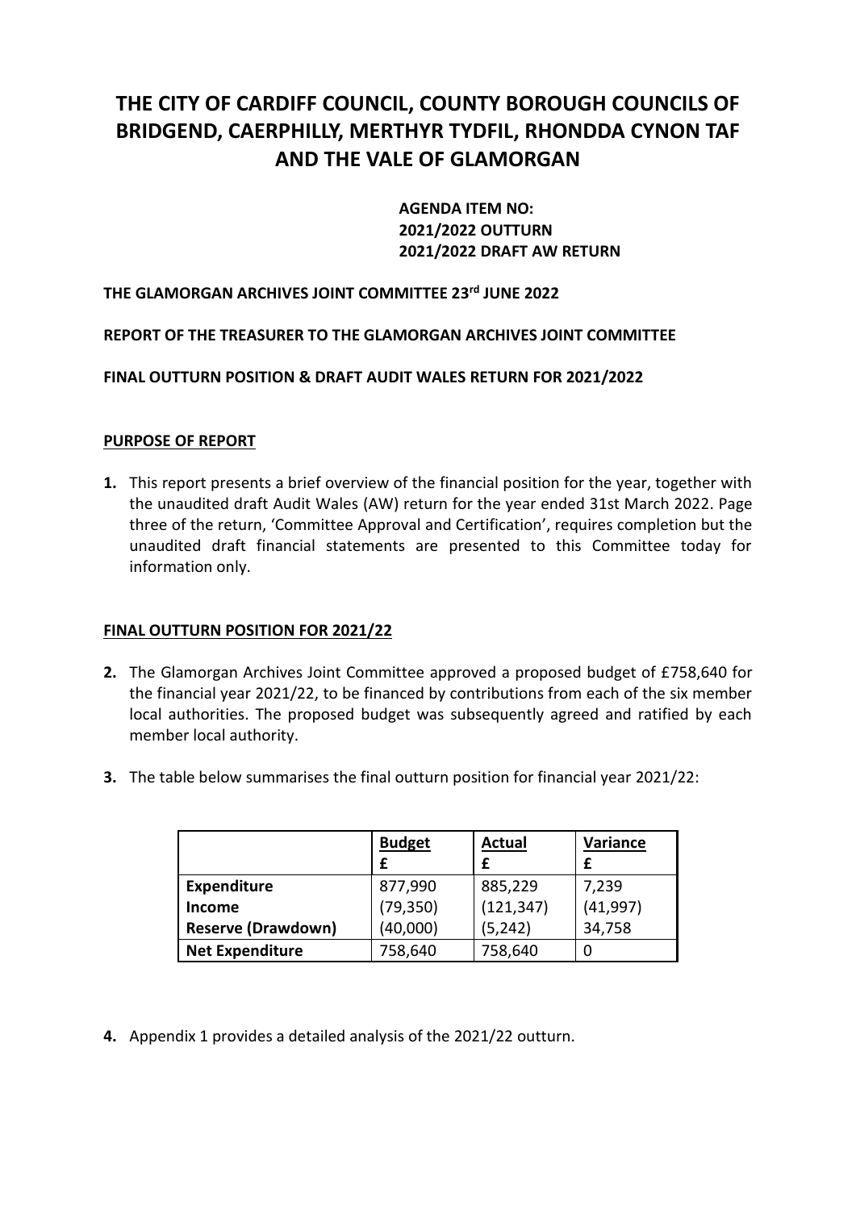# THE CITY OF CARDIFF COUNCIL, COUNTY BOROUGH COUNCILS OF BRIDGEND, CAERPHILLY, MERTHYR TYDFIL, RHONDDA CYNON TAF AND THE VALE OF GLAMORGAN

**AGENDA ITEM NO:**
**2021/2022 OUTTURN**
**2021/2022 DRAFT AW RETURN**

**THE GLAMORGAN ARCHIVES JOINT COMMITTEE 23rd JUNE 2022**

**REPORT OF THE TREASURER TO THE GLAMORGAN ARCHIVES JOINT COMMITTEE**

**FINAL OUTTURN POSITION & DRAFT AUDIT WALES RETURN FOR 2021/2022**

## PURPOSE OF REPORT

**1.** This report presents a brief overview of the financial position for the year, together with the unaudited draft Audit Wales (AW) return for the year ended 31st March 2022. Page three of the return, 'Committee Approval and Certification', requires completion but the unaudited draft financial statements are presented to this Committee today for information only.

## FINAL OUTTURN POSITION FOR 2021/22

**2.** The Glamorgan Archives Joint Committee approved a proposed budget of £758,640 for the financial year 2021/22, to be financed by contributions from each of the six member local authorities. The proposed budget was subsequently agreed and ratified by each member local authority.

**3.** The table below summarises the final outturn position for financial year 2021/22:

| | Budget<br>£ | Actual<br>£ | Variance<br>£ |
|---|---|---|---|
| **Expenditure** | 877,990 | 885,229 | 7,239 |
| **Income** | (79,350) | (121,347) | (41,997) |
| **Reserve (Drawdown)** | (40,000) | (5,242) | 34,758 |
| **Net Expenditure** | 758,640 | 758,640 | 0 |

**4.** Appendix 1 provides a detailed analysis of the 2021/22 outturn.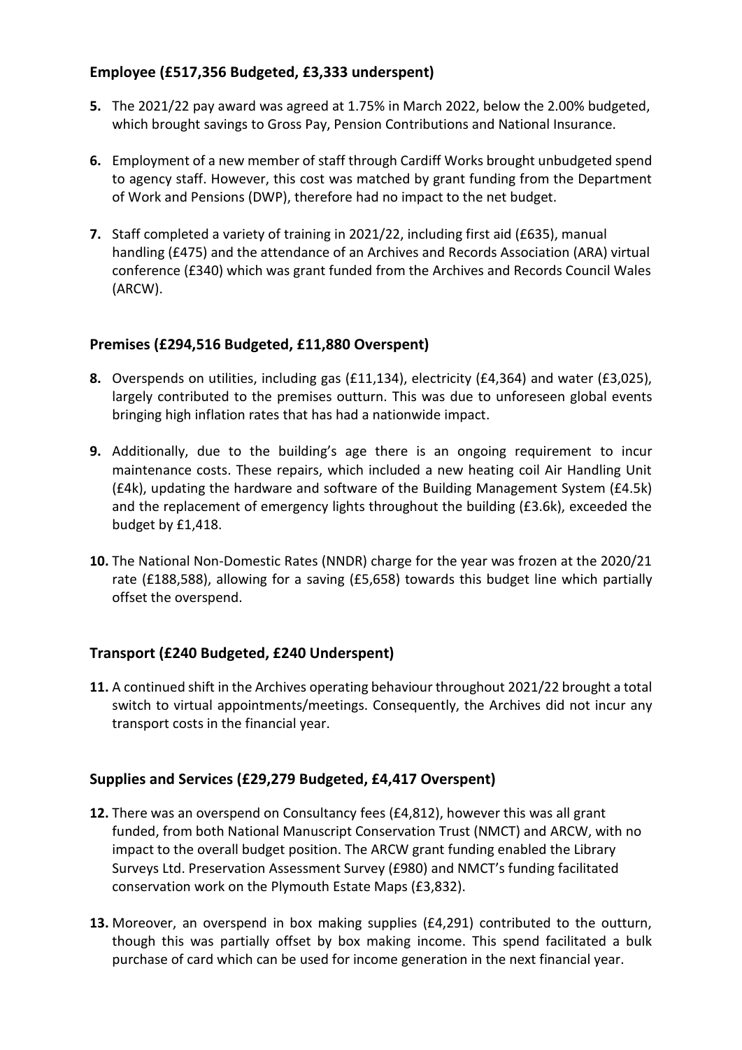## Employee (£517,356 Budgeted, £3,333 underspent)

**5.** The 2021/22 pay award was agreed at 1.75% in March 2022, below the 2.00% budgeted, which brought savings to Gross Pay, Pension Contributions and National Insurance.

**6.** Employment of a new member of staff through Cardiff Works brought unbudgeted spend to agency staff. However, this cost was matched by grant funding from the Department of Work and Pensions (DWP), therefore had no impact to the net budget.

**7.** Staff completed a variety of training in 2021/22, including first aid (£635), manual handling (£475) and the attendance of an Archives and Records Association (ARA) virtual conference (£340) which was grant funded from the Archives and Records Council Wales (ARCW).

## Premises (£294,516 Budgeted, £11,880 Overspent)

**8.** Overspends on utilities, including gas (£11,134), electricity (£4,364) and water (£3,025), largely contributed to the premises outturn. This was due to unforeseen global events bringing high inflation rates that has had a nationwide impact.

**9.** Additionally, due to the building's age there is an ongoing requirement to incur maintenance costs. These repairs, which included a new heating coil Air Handling Unit (£4k), updating the hardware and software of the Building Management System (£4.5k) and the replacement of emergency lights throughout the building (£3.6k), exceeded the budget by £1,418.

**10.** The National Non-Domestic Rates (NNDR) charge for the year was frozen at the 2020/21 rate (£188,588), allowing for a saving (£5,658) towards this budget line which partially offset the overspend.

## Transport (£240 Budgeted, £240 Underspent)

**11.** A continued shift in the Archives operating behaviour throughout 2021/22 brought a total switch to virtual appointments/meetings. Consequently, the Archives did not incur any transport costs in the financial year.

## Supplies and Services (£29,279 Budgeted, £4,417 Overspent)

**12.** There was an overspend on Consultancy fees (£4,812), however this was all grant funded, from both National Manuscript Conservation Trust (NMCT) and ARCW, with no impact to the overall budget position. The ARCW grant funding enabled the Library Surveys Ltd. Preservation Assessment Survey (£980) and NMCT's funding facilitated conservation work on the Plymouth Estate Maps (£3,832).

**13.** Moreover, an overspend in box making supplies (£4,291) contributed to the outturn, though this was partially offset by box making income. This spend facilitated a bulk purchase of card which can be used for income generation in the next financial year.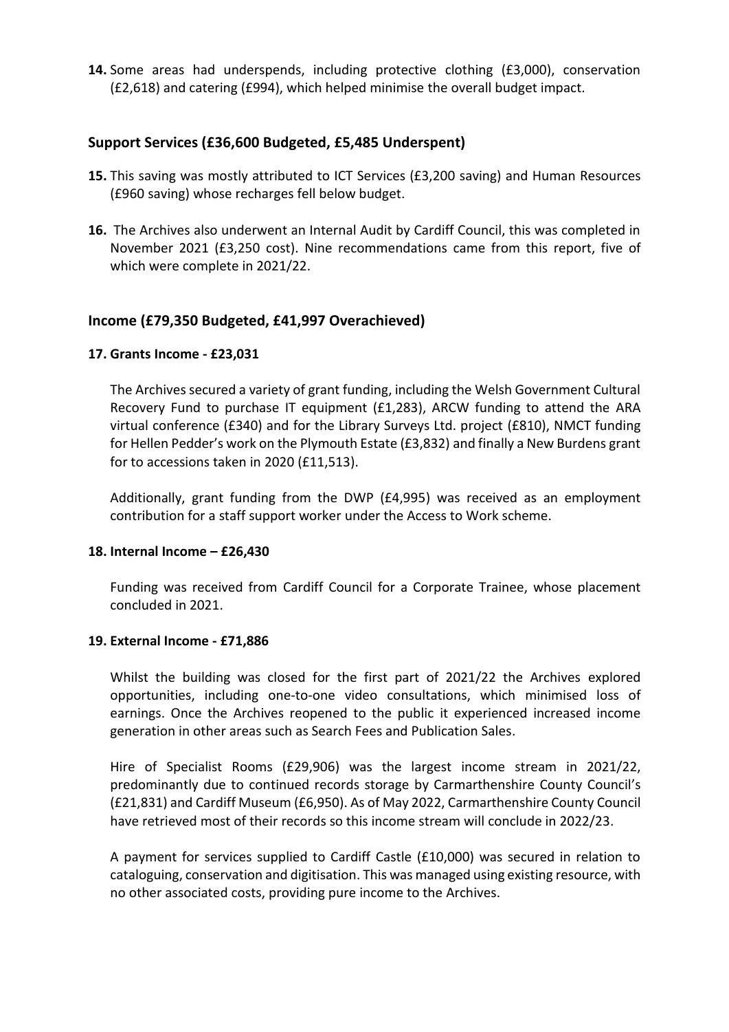**14.** Some areas had underspends, including protective clothing (£3,000), conservation (£2,618) and catering (£994), which helped minimise the overall budget impact.

## Support Services (£36,600 Budgeted, £5,485 Underspent)

**15.** This saving was mostly attributed to ICT Services (£3,200 saving) and Human Resources (£960 saving) whose recharges fell below budget.

**16.** The Archives also underwent an Internal Audit by Cardiff Council, this was completed in November 2021 (£3,250 cost). Nine recommendations came from this report, five of which were complete in 2021/22.

## Income (£79,350 Budgeted, £41,997 Overachieved)

**17. Grants Income - £23,031**

The Archives secured a variety of grant funding, including the Welsh Government Cultural Recovery Fund to purchase IT equipment (£1,283), ARCW funding to attend the ARA virtual conference (£340) and for the Library Surveys Ltd. project (£810), NMCT funding for Hellen Pedder's work on the Plymouth Estate (£3,832) and finally a New Burdens grant for to accessions taken in 2020 (£11,513).

Additionally, grant funding from the DWP (£4,995) was received as an employment contribution for a staff support worker under the Access to Work scheme.

**18. Internal Income – £26,430**

Funding was received from Cardiff Council for a Corporate Trainee, whose placement concluded in 2021.

**19. External Income - £71,886**

Whilst the building was closed for the first part of 2021/22 the Archives explored opportunities, including one-to-one video consultations, which minimised loss of earnings. Once the Archives reopened to the public it experienced increased income generation in other areas such as Search Fees and Publication Sales.

Hire of Specialist Rooms (£29,906) was the largest income stream in 2021/22, predominantly due to continued records storage by Carmarthenshire County Council's (£21,831) and Cardiff Museum (£6,950). As of May 2022, Carmarthenshire County Council have retrieved most of their records so this income stream will conclude in 2022/23.

A payment for services supplied to Cardiff Castle (£10,000) was secured in relation to cataloguing, conservation and digitisation. This was managed using existing resource, with no other associated costs, providing pure income to the Archives.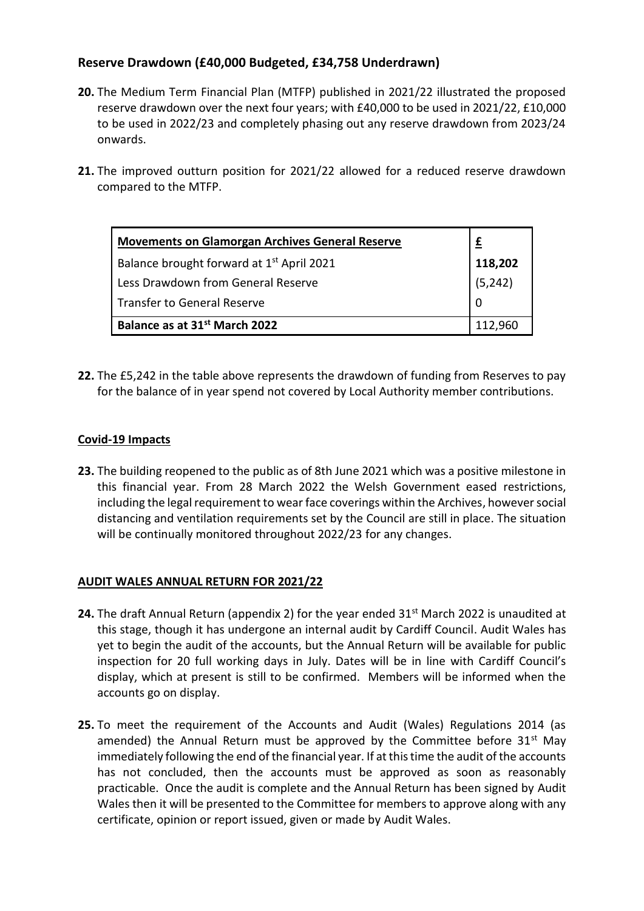### Reserve Drawdown (£40,000 Budgeted, £34,758 Underdrawn)

**20.** The Medium Term Financial Plan (MTFP) published in 2021/22 illustrated the proposed reserve drawdown over the next four years; with £40,000 to be used in 2021/22, £10,000 to be used in 2022/23 and completely phasing out any reserve drawdown from 2023/24 onwards.

**21.** The improved outturn position for 2021/22 allowed for a reduced reserve drawdown compared to the MTFP.

| **Movements on Glamorgan Archives General Reserve** | **£** |
|---|---|
| Balance brought forward at 1st April 2021 | **118,202** |
| Less Drawdown from General Reserve | (5,242) |
| Transfer to General Reserve | 0 |
| **Balance as at 31st March 2022** | 112,960 |

**22.** The £5,242 in the table above represents the drawdown of funding from Reserves to pay for the balance of in year spend not covered by Local Authority member contributions.

**Covid-19 Impacts**

**23.** The building reopened to the public as of 8th June 2021 which was a positive milestone in this financial year. From 28 March 2022 the Welsh Government eased restrictions, including the legal requirement to wear face coverings within the Archives, however social distancing and ventilation requirements set by the Council are still in place. The situation will be continually monitored throughout 2022/23 for any changes.

**AUDIT WALES ANNUAL RETURN FOR 2021/22**

**24.** The draft Annual Return (appendix 2) for the year ended 31st March 2022 is unaudited at this stage, though it has undergone an internal audit by Cardiff Council. Audit Wales has yet to begin the audit of the accounts, but the Annual Return will be available for public inspection for 20 full working days in July. Dates will be in line with Cardiff Council's display, which at present is still to be confirmed. Members will be informed when the accounts go on display.

**25.** To meet the requirement of the Accounts and Audit (Wales) Regulations 2014 (as amended) the Annual Return must be approved by the Committee before 31st May immediately following the end of the financial year. If at this time the audit of the accounts has not concluded, then the accounts must be approved as soon as reasonably practicable. Once the audit is complete and the Annual Return has been signed by Audit Wales then it will be presented to the Committee for members to approve along with any certificate, opinion or report issued, given or made by Audit Wales.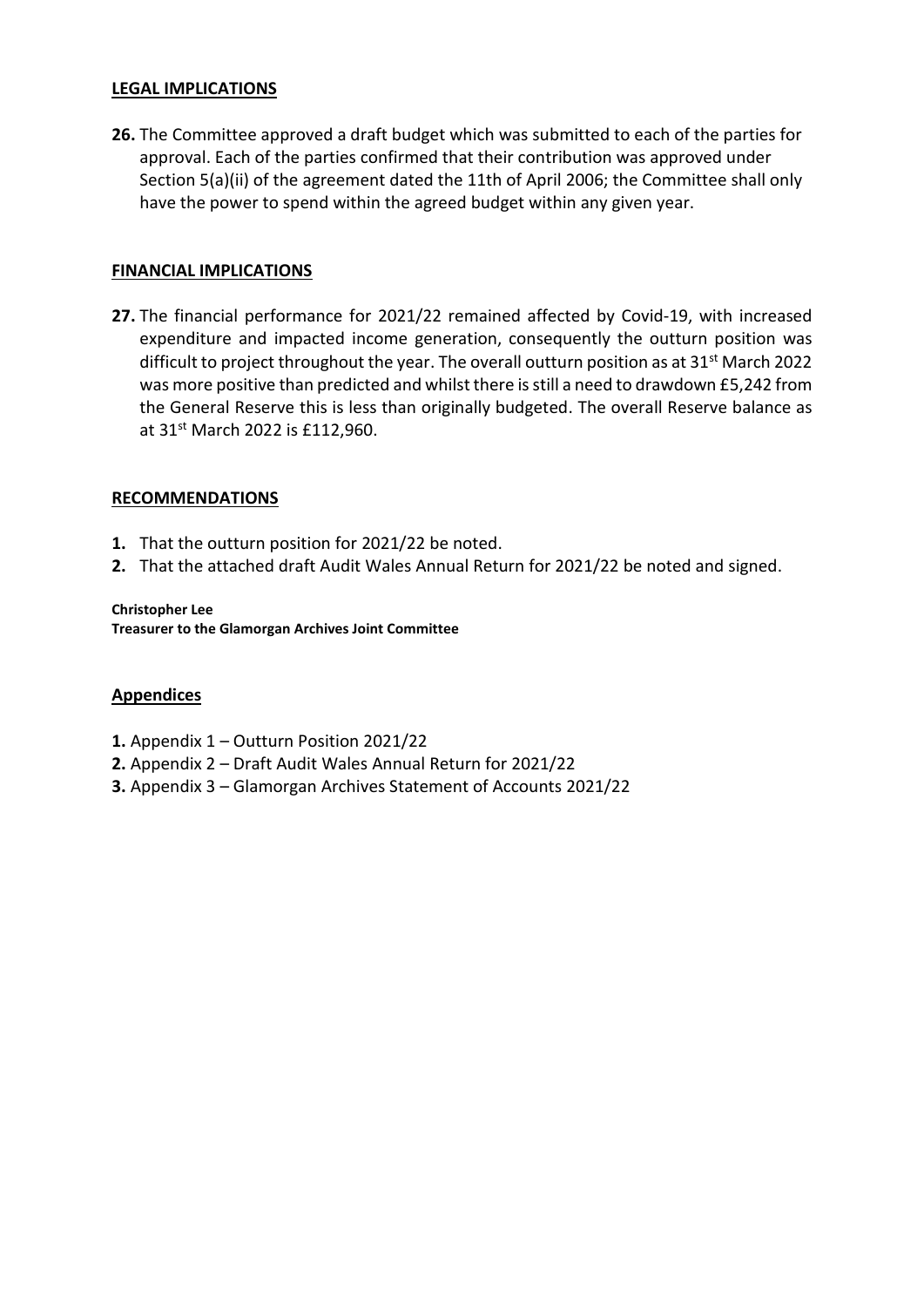## LEGAL IMPLICATIONS

**26.** The Committee approved a draft budget which was submitted to each of the parties for approval. Each of the parties confirmed that their contribution was approved under Section 5(a)(ii) of the agreement dated the 11th of April 2006; the Committee shall only have the power to spend within the agreed budget within any given year.

## FINANCIAL IMPLICATIONS

**27.** The financial performance for 2021/22 remained affected by Covid-19, with increased expenditure and impacted income generation, consequently the outturn position was difficult to project throughout the year. The overall outturn position as at 31st March 2022 was more positive than predicted and whilst there is still a need to drawdown £5,242 from the General Reserve this is less than originally budgeted. The overall Reserve balance as at 31st March 2022 is £112,960.

## RECOMMENDATIONS

1. That the outturn position for 2021/22 be noted.
2. That the attached draft Audit Wales Annual Return for 2021/22 be noted and signed.

**Christopher Lee**
**Treasurer to the Glamorgan Archives Joint Committee**

## Appendices

1. Appendix 1 – Outturn Position 2021/22
2. Appendix 2 – Draft Audit Wales Annual Return for 2021/22
3. Appendix 3 – Glamorgan Archives Statement of Accounts 2021/22